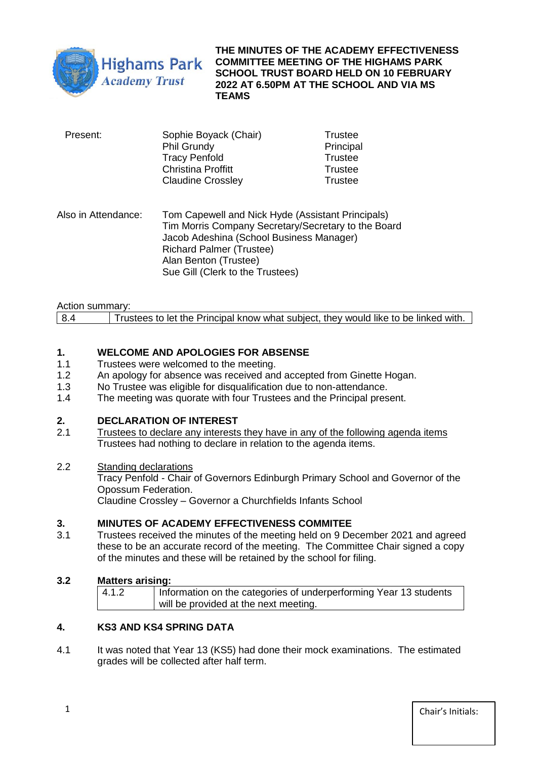Highams Park Academy Trust

**THE MINUTES OF THE ACADEMY EFFECTIVENESS COMMITTEE MEETING OF THE HIGHAMS PARK SCHOOL TRUST BOARD HELD ON 10 FEBRUARY 2022 AT 6.50PM AT THE SCHOOL AND VIA MS TEAMS**

| Present: | Sophie Boyack (Chair) | Trustee |
|---|---|---|
| | Phil Grundy | Principal |
| | Tracy Penfold | Trustee |
| | Christina Proffitt | Trustee |
| | Claudine Crossley | Trustee |

Also in Attendance:
Tom Capewell and Nick Hyde (Assistant Principals)
Tim Morris Company Secretary/Secretary to the Board
Jacob Adeshina (School Business Manager)
Richard Palmer (Trustee)
Alan Benton (Trustee)
Sue Gill (Clerk to the Trustees)

Action summary:

| 8.4 | Trustees to let the Principal know what subject, they would like to be linked with. |
|---|---|

## 1. WELCOME AND APOLOGIES FOR ABSENSE

1.1 Trustees were welcomed to the meeting.

1.2 An apology for absence was received and accepted from Ginette Hogan.

1.3 No Trustee was eligible for disqualification due to non-attendance.

1.4 The meeting was quorate with four Trustees and the Principal present.

## 2. DECLARATION OF INTEREST

2.1 Trustees to declare any interests they have in any of the following agenda items
Trustees had nothing to declare in relation to the agenda items.

2.2 Standing declarations
Tracy Penfold - Chair of Governors Edinburgh Primary School and Governor of the Opossum Federation.
Claudine Crossley – Governor a Churchfields Infants School

## 3. MINUTES OF ACADEMY EFFECTIVENESS COMMITEE

3.1 Trustees received the minutes of the meeting held on 9 December 2021 and agreed these to be an accurate record of the meeting. The Committee Chair signed a copy of the minutes and these will be retained by the school for filing.

**3.2 Matters arising:**

| 4.1.2 | Information on the categories of underperforming Year 13 students will be provided at the next meeting. |
|---|---|

## 4. KS3 AND KS4 SPRING DATA

4.1 It was noted that Year 13 (KS5) had done their mock examinations. The estimated grades will be collected after half term.

Chair's Initials: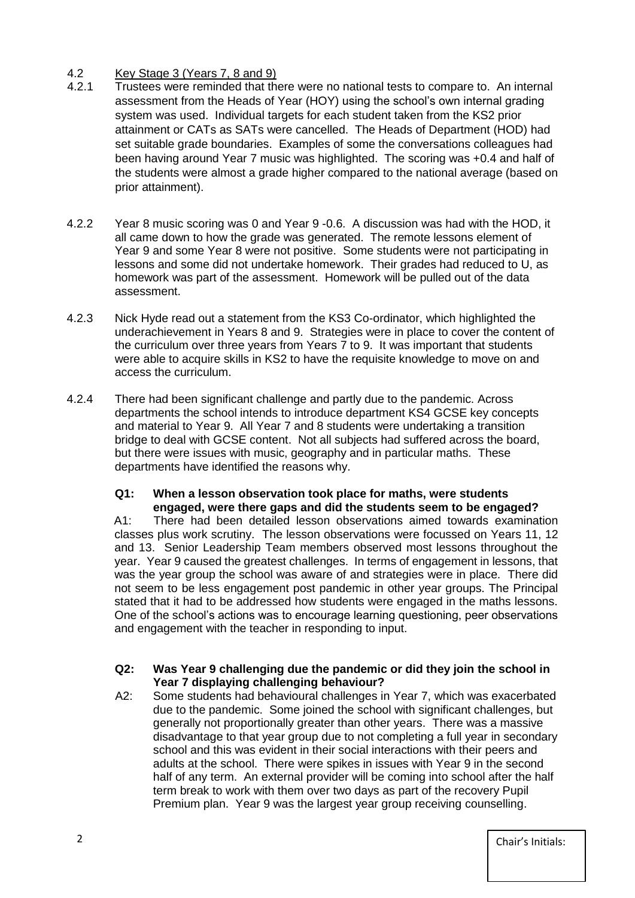## 4.2 Key Stage 3 (Years 7, 8 and 9)

4.2.1 Trustees were reminded that there were no national tests to compare to. An internal assessment from the Heads of Year (HOY) using the school's own internal grading system was used. Individual targets for each student taken from the KS2 prior attainment or CATs as SATs were cancelled. The Heads of Department (HOD) had set suitable grade boundaries. Examples of some the conversations colleagues had been having around Year 7 music was highlighted. The scoring was +0.4 and half of the students were almost a grade higher compared to the national average (based on prior attainment).

4.2.2 Year 8 music scoring was 0 and Year 9 -0.6. A discussion was had with the HOD, it all came down to how the grade was generated. The remote lessons element of Year 9 and some Year 8 were not positive. Some students were not participating in lessons and some did not undertake homework. Their grades had reduced to U, as homework was part of the assessment. Homework will be pulled out of the data assessment.

4.2.3 Nick Hyde read out a statement from the KS3 Co-ordinator, which highlighted the underachievement in Years 8 and 9. Strategies were in place to cover the content of the curriculum over three years from Years 7 to 9. It was important that students were able to acquire skills in KS2 to have the requisite knowledge to move on and access the curriculum.

4.2.4 There had been significant challenge and partly due to the pandemic. Across departments the school intends to introduce department KS4 GCSE key concepts and material to Year 9. All Year 7 and 8 students were undertaking a transition bridge to deal with GCSE content. Not all subjects had suffered across the board, but there were issues with music, geography and in particular maths. These departments have identified the reasons why.

**Q1: When a lesson observation took place for maths, were students engaged, were there gaps and did the students seem to be engaged?**

A1: There had been detailed lesson observations aimed towards examination classes plus work scrutiny. The lesson observations were focussed on Years 11, 12 and 13. Senior Leadership Team members observed most lessons throughout the year. Year 9 caused the greatest challenges. In terms of engagement in lessons, that was the year group the school was aware of and strategies were in place. There did not seem to be less engagement post pandemic in other year groups. The Principal stated that it had to be addressed how students were engaged in the maths lessons. One of the school's actions was to encourage learning questioning, peer observations and engagement with the teacher in responding to input.

**Q2: Was Year 9 challenging due the pandemic or did they join the school in Year 7 displaying challenging behaviour?**

A2: Some students had behavioural challenges in Year 7, which was exacerbated due to the pandemic. Some joined the school with significant challenges, but generally not proportionally greater than other years. There was a massive disadvantage to that year group due to not completing a full year in secondary school and this was evident in their social interactions with their peers and adults at the school. There were spikes in issues with Year 9 in the second half of any term. An external provider will be coming into school after the half term break to work with them over two days as part of the recovery Pupil Premium plan. Year 9 was the largest year group receiving counselling.

Chair's Initials: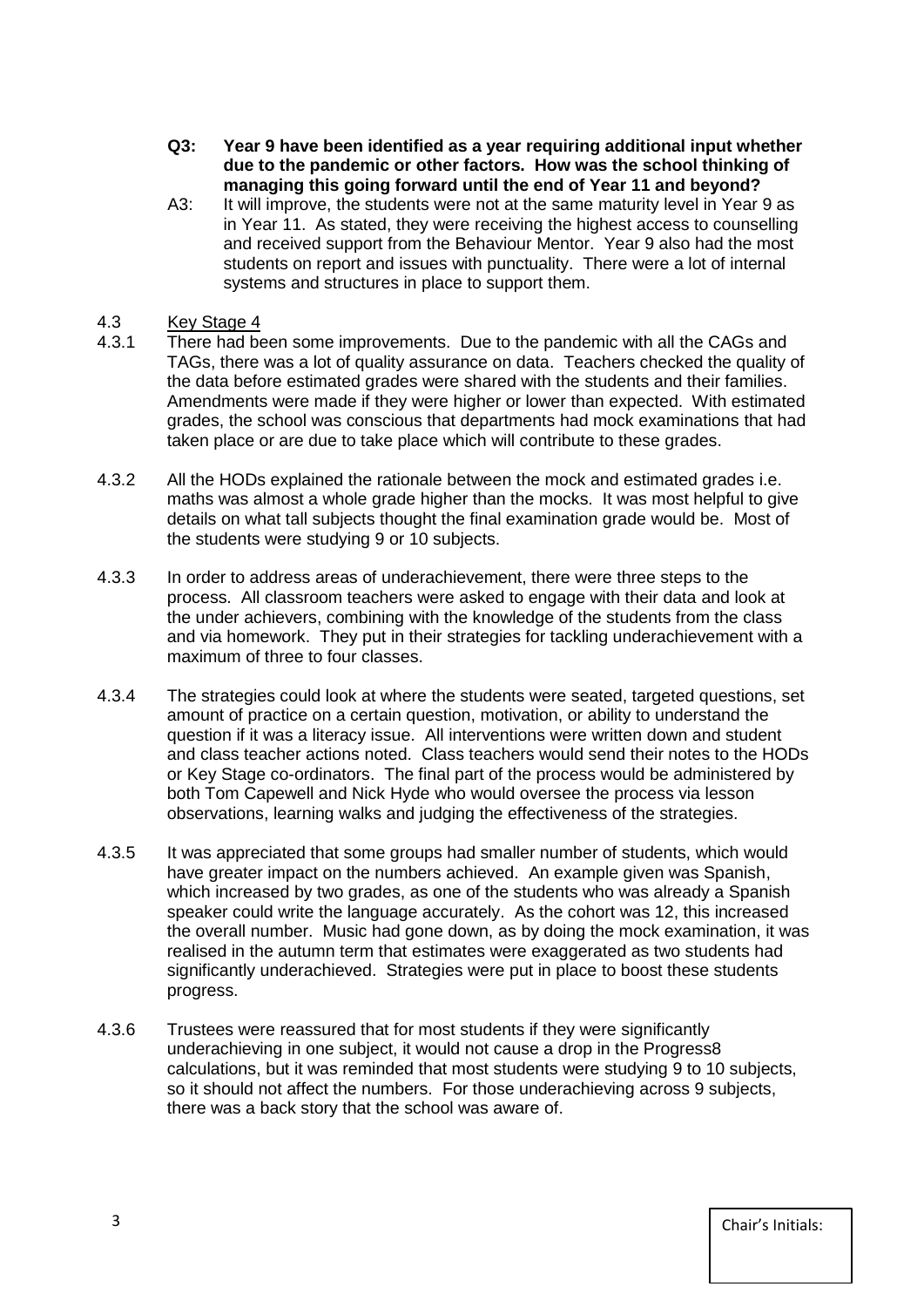**Q3: Year 9 have been identified as a year requiring additional input whether due to the pandemic or other factors. How was the school thinking of managing this going forward until the end of Year 11 and beyond?**

A3: It will improve, the students were not at the same maturity level in Year 9 as in Year 11. As stated, they were receiving the highest access to counselling and received support from the Behaviour Mentor. Year 9 also had the most students on report and issues with punctuality. There were a lot of internal systems and structures in place to support them.

4.3 Key Stage 4

4.3.1 There had been some improvements. Due to the pandemic with all the CAGs and TAGs, there was a lot of quality assurance on data. Teachers checked the quality of the data before estimated grades were shared with the students and their families. Amendments were made if they were higher or lower than expected. With estimated grades, the school was conscious that departments had mock examinations that had taken place or are due to take place which will contribute to these grades.

4.3.2 All the HODs explained the rationale between the mock and estimated grades i.e. maths was almost a whole grade higher than the mocks. It was most helpful to give details on what tall subjects thought the final examination grade would be. Most of the students were studying 9 or 10 subjects.

4.3.3 In order to address areas of underachievement, there were three steps to the process. All classroom teachers were asked to engage with their data and look at the under achievers, combining with the knowledge of the students from the class and via homework. They put in their strategies for tackling underachievement with a maximum of three to four classes.

4.3.4 The strategies could look at where the students were seated, targeted questions, set amount of practice on a certain question, motivation, or ability to understand the question if it was a literacy issue. All interventions were written down and student and class teacher actions noted. Class teachers would send their notes to the HODs or Key Stage co-ordinators. The final part of the process would be administered by both Tom Capewell and Nick Hyde who would oversee the process via lesson observations, learning walks and judging the effectiveness of the strategies.

4.3.5 It was appreciated that some groups had smaller number of students, which would have greater impact on the numbers achieved. An example given was Spanish, which increased by two grades, as one of the students who was already a Spanish speaker could write the language accurately. As the cohort was 12, this increased the overall number. Music had gone down, as by doing the mock examination, it was realised in the autumn term that estimates were exaggerated as two students had significantly underachieved. Strategies were put in place to boost these students progress.

4.3.6 Trustees were reassured that for most students if they were significantly underachieving in one subject, it would not cause a drop in the Progress8 calculations, but it was reminded that most students were studying 9 to 10 subjects, so it should not affect the numbers. For those underachieving across 9 subjects, there was a back story that the school was aware of.

Chair's Initials: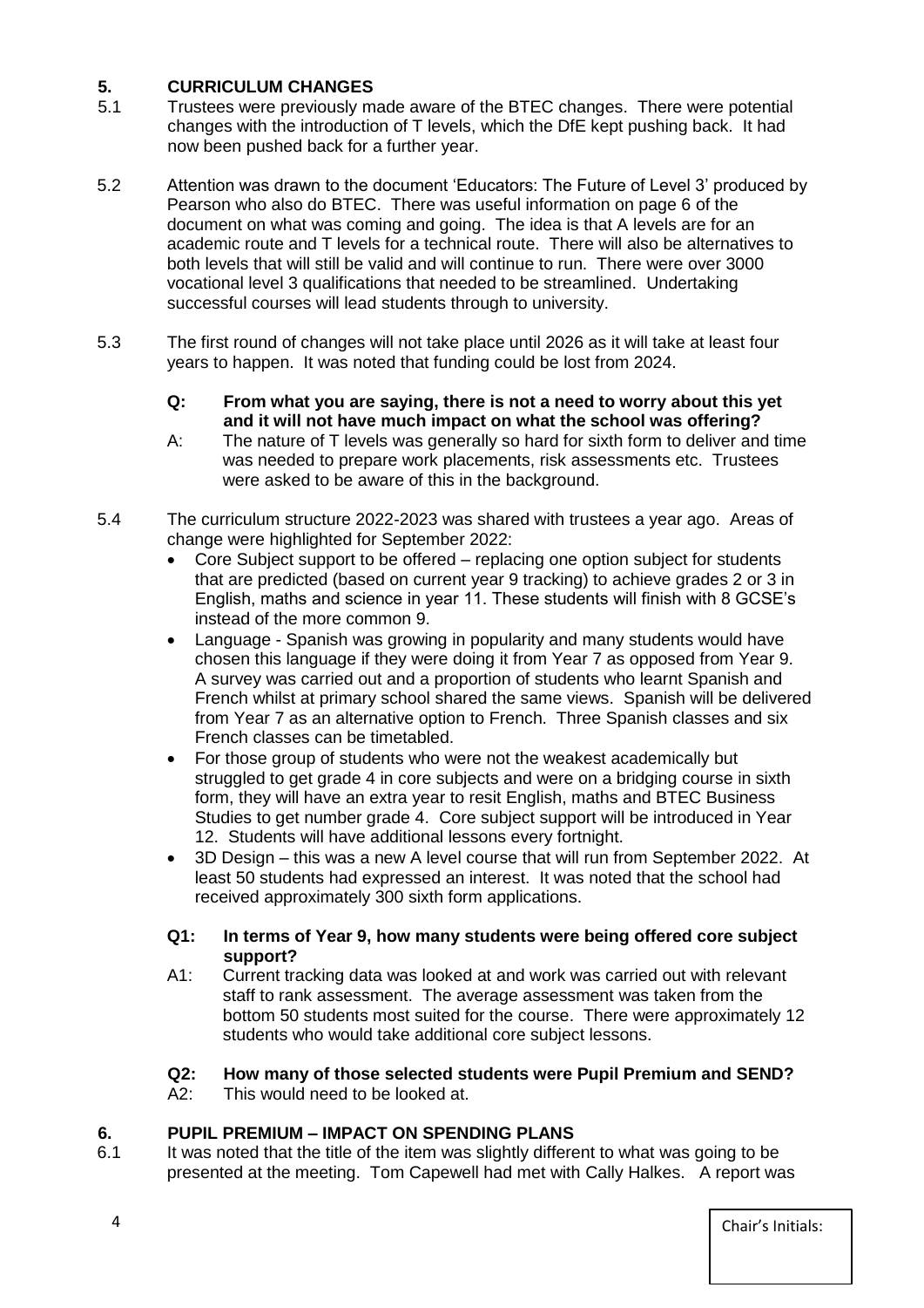## 5. CURRICULUM CHANGES

5.1 Trustees were previously made aware of the BTEC changes. There were potential changes with the introduction of T levels, which the DfE kept pushing back. It had now been pushed back for a further year.

5.2 Attention was drawn to the document 'Educators: The Future of Level 3' produced by Pearson who also do BTEC. There was useful information on page 6 of the document on what was coming and going. The idea is that A levels are for an academic route and T levels for a technical route. There will also be alternatives to both levels that will still be valid and will continue to run. There were over 3000 vocational level 3 qualifications that needed to be streamlined. Undertaking successful courses will lead students through to university.

5.3 The first round of changes will not take place until 2026 as it will take at least four years to happen. It was noted that funding could be lost from 2024.

**Q: From what you are saying, there is not a need to worry about this yet and it will not have much impact on what the school was offering?**

A: The nature of T levels was generally so hard for sixth form to deliver and time was needed to prepare work placements, risk assessments etc. Trustees were asked to be aware of this in the background.

5.4 The curriculum structure 2022-2023 was shared with trustees a year ago. Areas of change were highlighted for September 2022:

- Core Subject support to be offered – replacing one option subject for students that are predicted (based on current year 9 tracking) to achieve grades 2 or 3 in English, maths and science in year 11. These students will finish with 8 GCSE's instead of the more common 9.
- Language - Spanish was growing in popularity and many students would have chosen this language if they were doing it from Year 7 as opposed from Year 9. A survey was carried out and a proportion of students who learnt Spanish and French whilst at primary school shared the same views. Spanish will be delivered from Year 7 as an alternative option to French. Three Spanish classes and six French classes can be timetabled.
- For those group of students who were not the weakest academically but struggled to get grade 4 in core subjects and were on a bridging course in sixth form, they will have an extra year to resit English, maths and BTEC Business Studies to get number grade 4. Core subject support will be introduced in Year 12. Students will have additional lessons every fortnight.
- 3D Design – this was a new A level course that will run from September 2022. At least 50 students had expressed an interest. It was noted that the school had received approximately 300 sixth form applications.

**Q1: In terms of Year 9, how many students were being offered core subject support?**

A1: Current tracking data was looked at and work was carried out with relevant staff to rank assessment. The average assessment was taken from the bottom 50 students most suited for the course. There were approximately 12 students who would take additional core subject lessons.

**Q2: How many of those selected students were Pupil Premium and SEND?**

A2: This would need to be looked at.

## 6. PUPIL PREMIUM – IMPACT ON SPENDING PLANS

6.1 It was noted that the title of the item was slightly different to what was going to be presented at the meeting. Tom Capewell had met with Cally Halkes. A report was

Chair's Initials: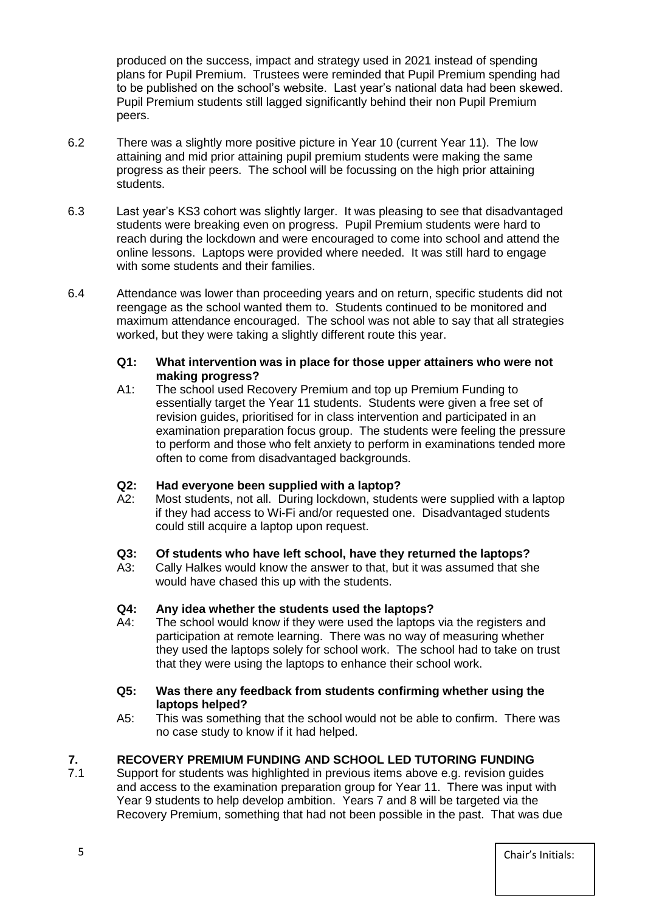produced on the success, impact and strategy used in 2021 instead of spending plans for Pupil Premium. Trustees were reminded that Pupil Premium spending had to be published on the school's website. Last year's national data had been skewed. Pupil Premium students still lagged significantly behind their non Pupil Premium peers.

6.2 There was a slightly more positive picture in Year 10 (current Year 11). The low attaining and mid prior attaining pupil premium students were making the same progress as their peers. The school will be focussing on the high prior attaining students.

6.3 Last year's KS3 cohort was slightly larger. It was pleasing to see that disadvantaged students were breaking even on progress. Pupil Premium students were hard to reach during the lockdown and were encouraged to come into school and attend the online lessons. Laptops were provided where needed. It was still hard to engage with some students and their families.

6.4 Attendance was lower than proceeding years and on return, specific students did not reengage as the school wanted them to. Students continued to be monitored and maximum attendance encouraged. The school was not able to say that all strategies worked, but they were taking a slightly different route this year.

**Q1: What intervention was in place for those upper attainers who were not making progress?**

A1: The school used Recovery Premium and top up Premium Funding to essentially target the Year 11 students. Students were given a free set of revision guides, prioritised for in class intervention and participated in an examination preparation focus group. The students were feeling the pressure to perform and those who felt anxiety to perform in examinations tended more often to come from disadvantaged backgrounds.

**Q2: Had everyone been supplied with a laptop?**

A2: Most students, not all. During lockdown, students were supplied with a laptop if they had access to Wi-Fi and/or requested one. Disadvantaged students could still acquire a laptop upon request.

**Q3: Of students who have left school, have they returned the laptops?**

A3: Cally Halkes would know the answer to that, but it was assumed that she would have chased this up with the students.

**Q4: Any idea whether the students used the laptops?**

A4: The school would know if they were used the laptops via the registers and participation at remote learning. There was no way of measuring whether they used the laptops solely for school work. The school had to take on trust that they were using the laptops to enhance their school work.

**Q5: Was there any feedback from students confirming whether using the laptops helped?**

A5: This was something that the school would not be able to confirm. There was no case study to know if it had helped.

## 7. RECOVERY PREMIUM FUNDING AND SCHOOL LED TUTORING FUNDING

7.1 Support for students was highlighted in previous items above e.g. revision guides and access to the examination preparation group for Year 11. There was input with Year 9 students to help develop ambition. Years 7 and 8 will be targeted via the Recovery Premium, something that had not been possible in the past. That was due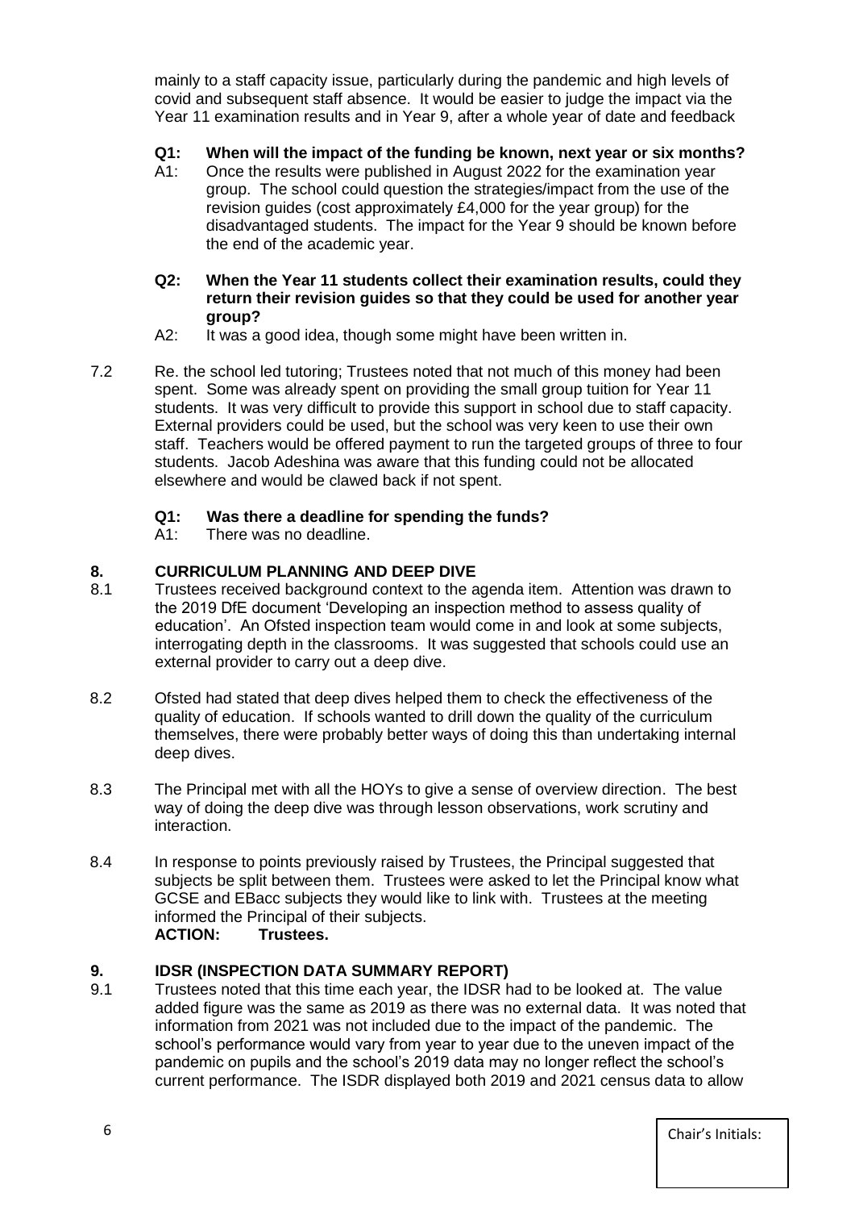mainly to a staff capacity issue, particularly during the pandemic and high levels of covid and subsequent staff absence. It would be easier to judge the impact via the Year 11 examination results and in Year 9, after a whole year of date and feedback

**Q1: When will the impact of the funding be known, next year or six months?**

A1: Once the results were published in August 2022 for the examination year group. The school could question the strategies/impact from the use of the revision guides (cost approximately £4,000 for the year group) for the disadvantaged students. The impact for the Year 9 should be known before the end of the academic year.

**Q2: When the Year 11 students collect their examination results, could they return their revision guides so that they could be used for another year group?**

A2: It was a good idea, though some might have been written in.

7.2 Re. the school led tutoring; Trustees noted that not much of this money had been spent. Some was already spent on providing the small group tuition for Year 11 students. It was very difficult to provide this support in school due to staff capacity. External providers could be used, but the school was very keen to use their own staff. Teachers would be offered payment to run the targeted groups of three to four students. Jacob Adeshina was aware that this funding could not be allocated elsewhere and would be clawed back if not spent.

**Q1: Was there a deadline for spending the funds?**

A1: There was no deadline.

## 8. CURRICULUM PLANNING AND DEEP DIVE

8.1 Trustees received background context to the agenda item. Attention was drawn to the 2019 DfE document 'Developing an inspection method to assess quality of education'. An Ofsted inspection team would come in and look at some subjects, interrogating depth in the classrooms. It was suggested that schools could use an external provider to carry out a deep dive.

8.2 Ofsted had stated that deep dives helped them to check the effectiveness of the quality of education. If schools wanted to drill down the quality of the curriculum themselves, there were probably better ways of doing this than undertaking internal deep dives.

8.3 The Principal met with all the HOYs to give a sense of overview direction. The best way of doing the deep dive was through lesson observations, work scrutiny and interaction.

8.4 In response to points previously raised by Trustees, the Principal suggested that subjects be split between them. Trustees were asked to let the Principal know what GCSE and EBacc subjects they would like to link with. Trustees at the meeting informed the Principal of their subjects.

**ACTION: Trustees.**

## 9. IDSR (INSPECTION DATA SUMMARY REPORT)

9.1 Trustees noted that this time each year, the IDSR had to be looked at. The value added figure was the same as 2019 as there was no external data. It was noted that information from 2021 was not included due to the impact of the pandemic. The school's performance would vary from year to year due to the uneven impact of the pandemic on pupils and the school's 2019 data may no longer reflect the school's current performance. The ISDR displayed both 2019 and 2021 census data to allow

Chair's Initials: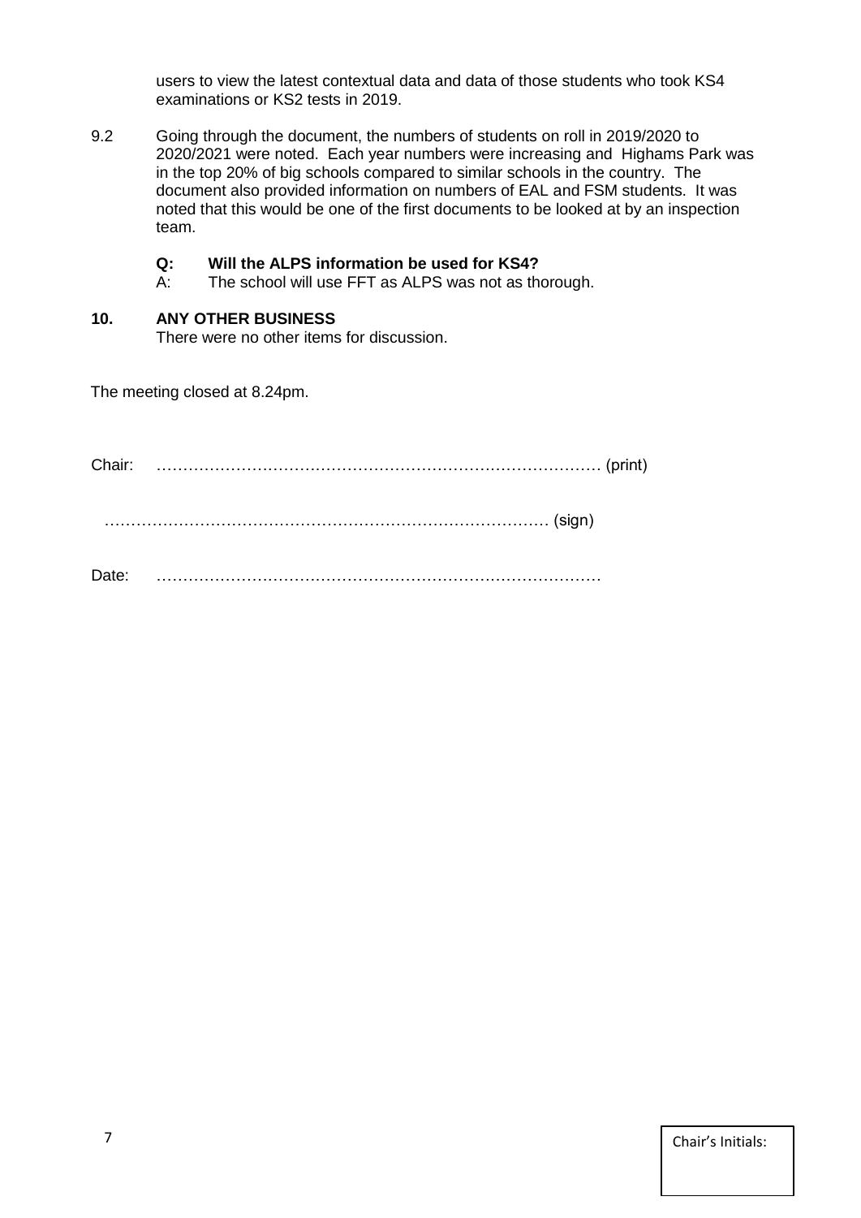users to view the latest contextual data and data of those students who took KS4 examinations or KS2 tests in 2019.

9.2 Going through the document, the numbers of students on roll in 2019/2020 to 2020/2021 were noted. Each year numbers were increasing and Highams Park was in the top 20% of big schools compared to similar schools in the country. The document also provided information on numbers of EAL and FSM students. It was noted that this would be one of the first documents to be looked at by an inspection team.

**Q: Will the ALPS information be used for KS4?**
A: The school will use FFT as ALPS was not as thorough.

**10. ANY OTHER BUSINESS**
There were no other items for discussion.

The meeting closed at 8.24pm.

Chair: ………………………………………………………………………… (print)

………………………………………………………………………… (sign)

Date: …………………………………………………………………………

Chair's Initials: